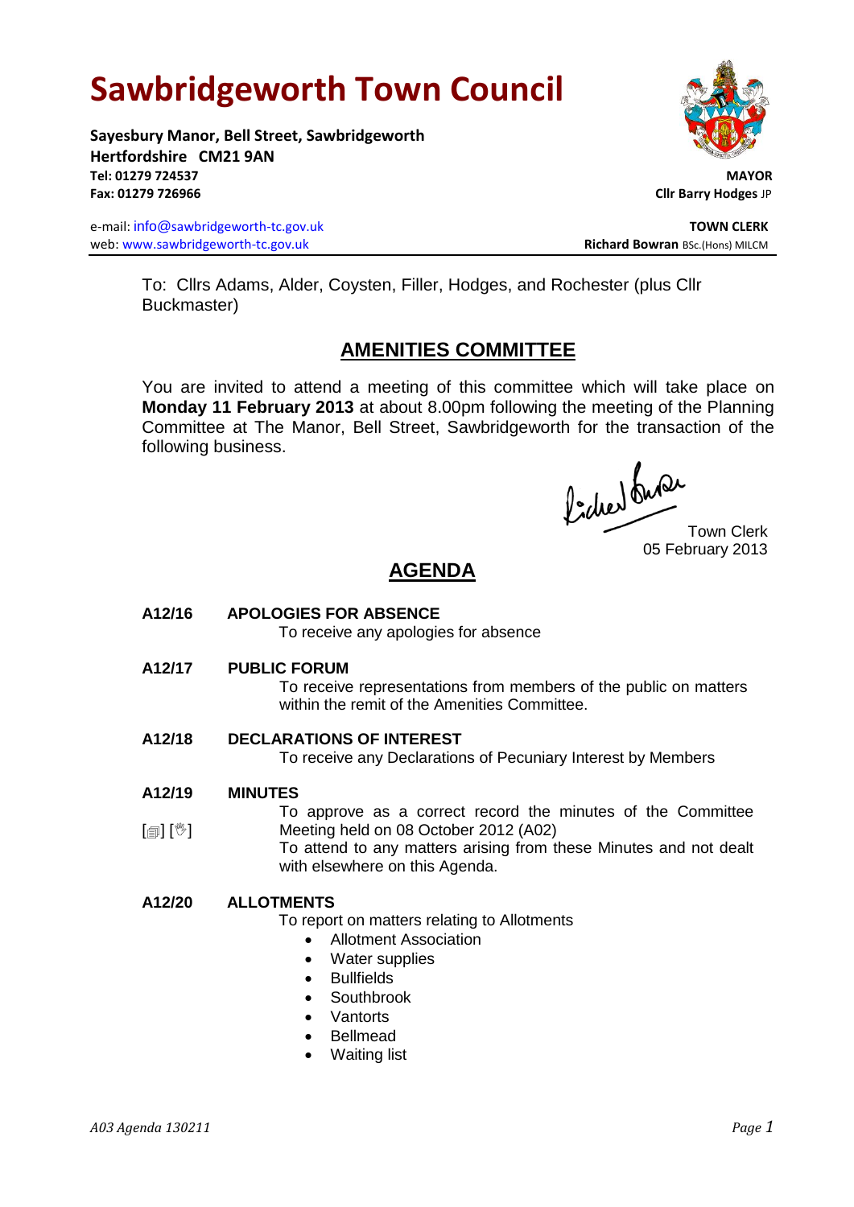# Sawbridgeworth Town Council

**Sayesbury Manor, Bell Street, Sawbridgeworth**
**Hertfordshire CM21 9AN**
**Tel: 01279 724537**
**Fax: 01279 726966**

e-mail: info@sawbridgeworth-tc.gov.uk
web: www.sawbridgeworth-tc.gov.uk

**MAYOR**
**Cllr Barry Hodges** JP

**TOWN CLERK**
**Richard Bowran** BSc.(Hons) MILCM

To: Cllrs Adams, Alder, Coysten, Filler, Hodges, and Rochester (plus Cllr Buckmaster)

## AMENITIES COMMITTEE

You are invited to attend a meeting of this committee which will take place on **Monday 11 February 2013** at about 8.00pm following the meeting of the Planning Committee at The Manor, Bell Street, Sawbridgeworth for the transaction of the following business.

Town Clerk
05 February 2013

## AGENDA

**A12/16 APOLOGIES FOR ABSENCE**

To receive any apologies for absence

**A12/17 PUBLIC FORUM**

To receive representations from members of the public on matters within the remit of the Amenities Committee.

**A12/18 DECLARATIONS OF INTEREST**

To receive any Declarations of Pecuniary Interest by Members

**A12/19 MINUTES**

[🗐] [✋] To approve as a correct record the minutes of the Committee Meeting held on 08 October 2012 (A02)

To attend to any matters arising from these Minutes and not dealt with elsewhere on this Agenda.

**A12/20 ALLOTMENTS**

To report on matters relating to Allotments

- Allotment Association
- Water supplies
- Bullfields
- Southbrook
- Vantorts
- Bellmead
- Waiting list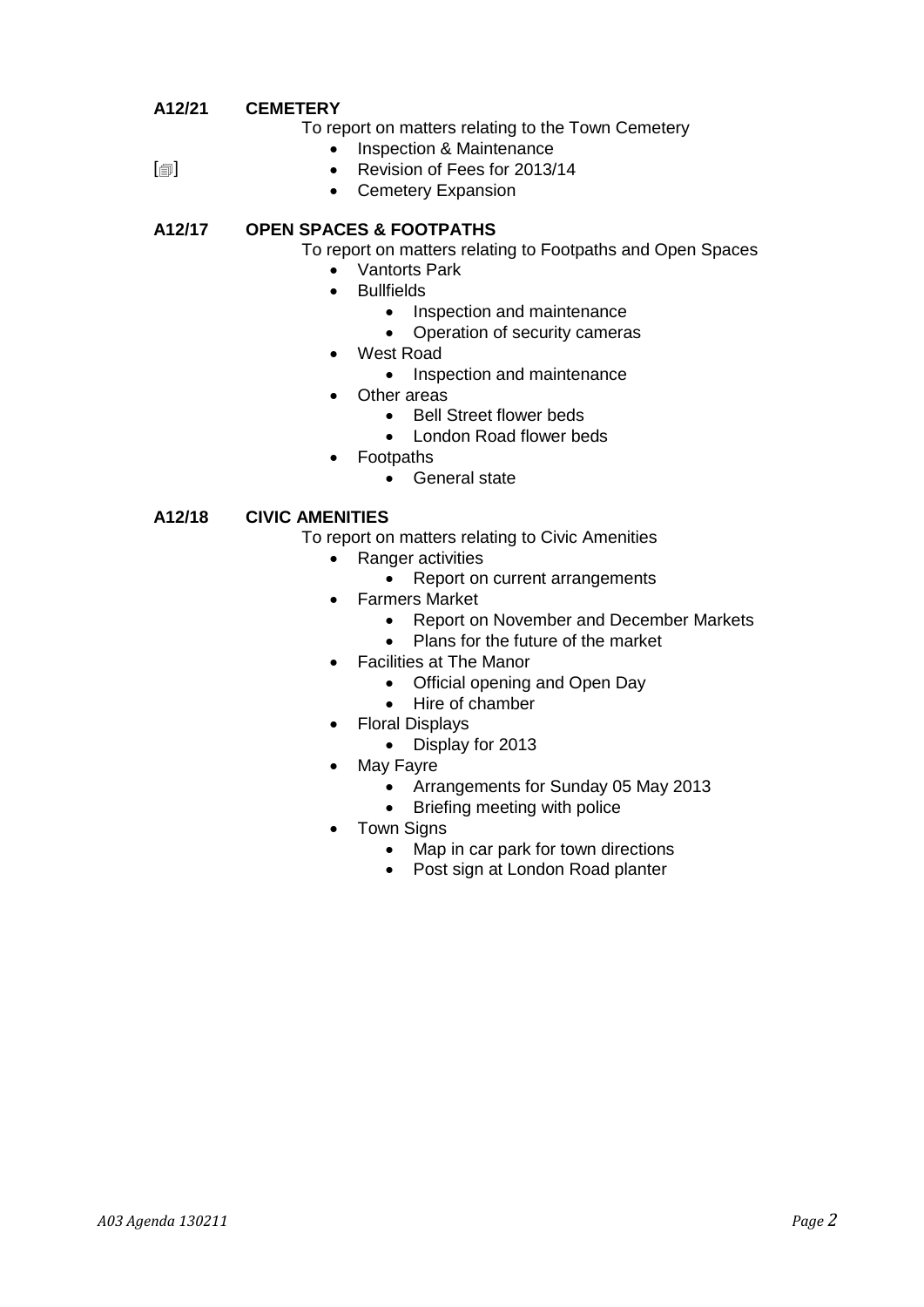**A12/21 CEMETERY**

To report on matters relating to the Town Cemetery

- Inspection & Maintenance
- [🗐] Revision of Fees for 2013/14
- Cemetery Expansion

**A12/17 OPEN SPACES & FOOTPATHS**

To report on matters relating to Footpaths and Open Spaces

- Vantorts Park
- Bullfields
  - Inspection and maintenance
  - Operation of security cameras
- West Road
  - Inspection and maintenance
- Other areas
  - Bell Street flower beds
  - London Road flower beds
- Footpaths
  - General state

**A12/18 CIVIC AMENITIES**

To report on matters relating to Civic Amenities

- Ranger activities
  - Report on current arrangements
- Farmers Market
  - Report on November and December Markets
  - Plans for the future of the market
- Facilities at The Manor
  - Official opening and Open Day
  - Hire of chamber
- Floral Displays
  - Display for 2013
- May Fayre
  - Arrangements for Sunday 05 May 2013
  - Briefing meeting with police
- Town Signs
  - Map in car park for town directions
  - Post sign at London Road planter